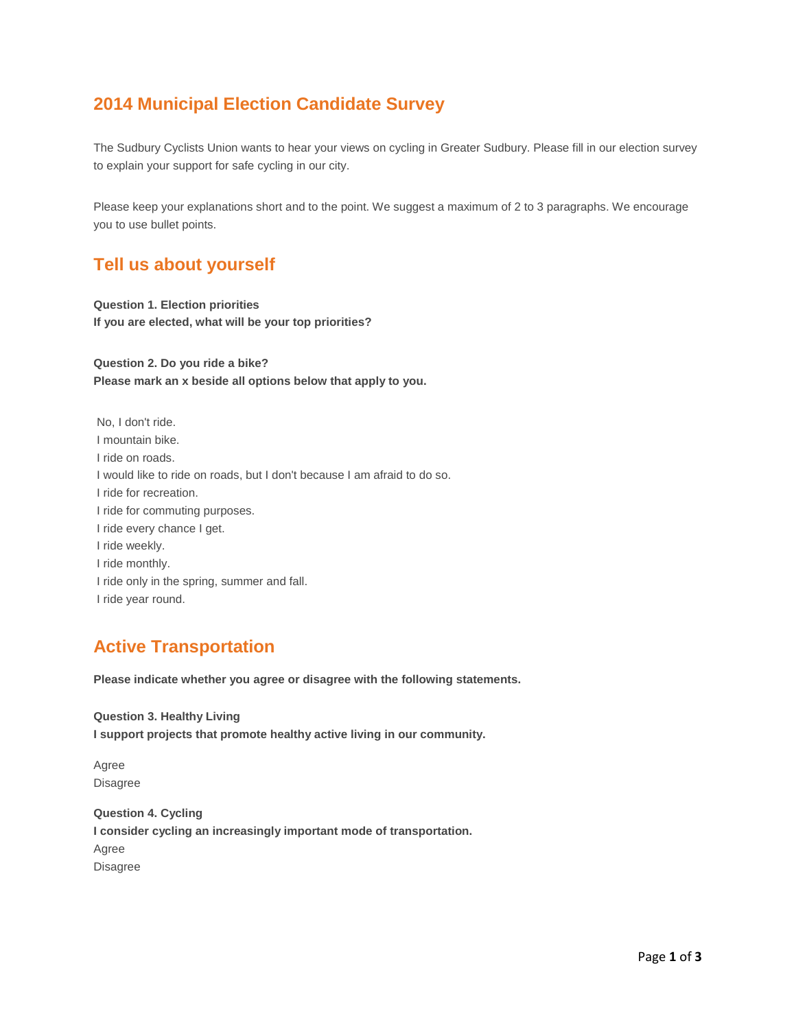# 2014 Municipal Election Candidate Survey

The Sudbury Cyclists Union wants to hear your views on cycling in Greater Sudbury. Please fill in our election survey to explain your support for safe cycling in our city.

Please keep your explanations short and to the point. We suggest a maximum of 2 to 3 paragraphs. We encourage you to use bullet points.

## Tell us about yourself

**Question 1. Election priorities**
**If you are elected, what will be your top priorities?**

**Question 2. Do you ride a bike?**
**Please mark an x beside all options below that apply to you.**

No, I don't ride.
I mountain bike.
I ride on roads.
I would like to ride on roads, but I don't because I am afraid to do so.
I ride for recreation.
I ride for commuting purposes.
I ride every chance I get.
I ride weekly.
I ride monthly.
I ride only in the spring, summer and fall.
I ride year round.

## Active Transportation

**Please indicate whether you agree or disagree with the following statements.**

**Question 3. Healthy Living**
**I support projects that promote healthy active living in our community.**

Agree
Disagree

**Question 4. Cycling**
**I consider cycling an increasingly important mode of transportation.**
Agree
Disagree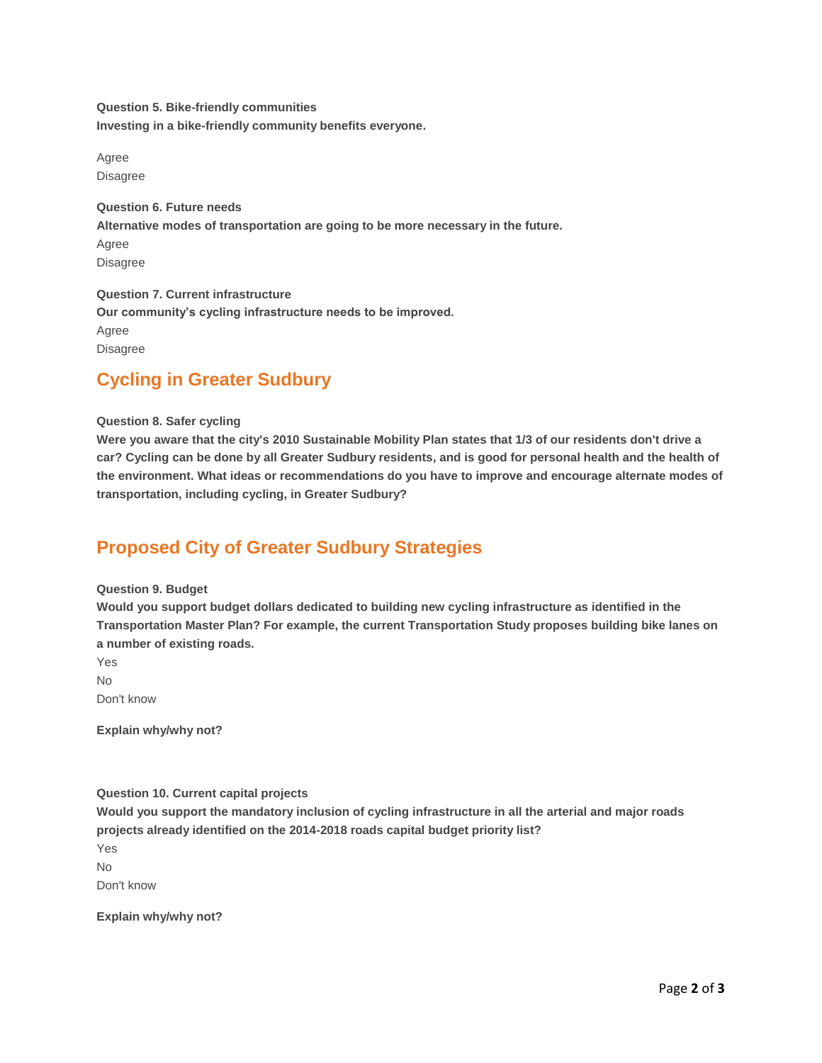**Question 5. Bike-friendly communities**
**Investing in a bike-friendly community benefits everyone.**

Agree
Disagree

**Question 6. Future needs**
**Alternative modes of transportation are going to be more necessary in the future.**
Agree
Disagree

**Question 7. Current infrastructure**
**Our community's cycling infrastructure needs to be improved.**
Agree
Disagree

## Cycling in Greater Sudbury

**Question 8. Safer cycling**
**Were you aware that the city's 2010 Sustainable Mobility Plan states that 1/3 of our residents don't drive a car? Cycling can be done by all Greater Sudbury residents, and is good for personal health and the health of the environment. What ideas or recommendations do you have to improve and encourage alternate modes of transportation, including cycling, in Greater Sudbury?**

## Proposed City of Greater Sudbury Strategies

**Question 9. Budget**
**Would you support budget dollars dedicated to building new cycling infrastructure as identified in the Transportation Master Plan? For example, the current Transportation Study proposes building bike lanes on a number of existing roads.**
Yes
No
Don't know

**Explain why/why not?**

**Question 10. Current capital projects**
**Would you support the mandatory inclusion of cycling infrastructure in all the arterial and major roads projects already identified on the 2014-2018 roads capital budget priority list?**
Yes
No
Don't know

**Explain why/why not?**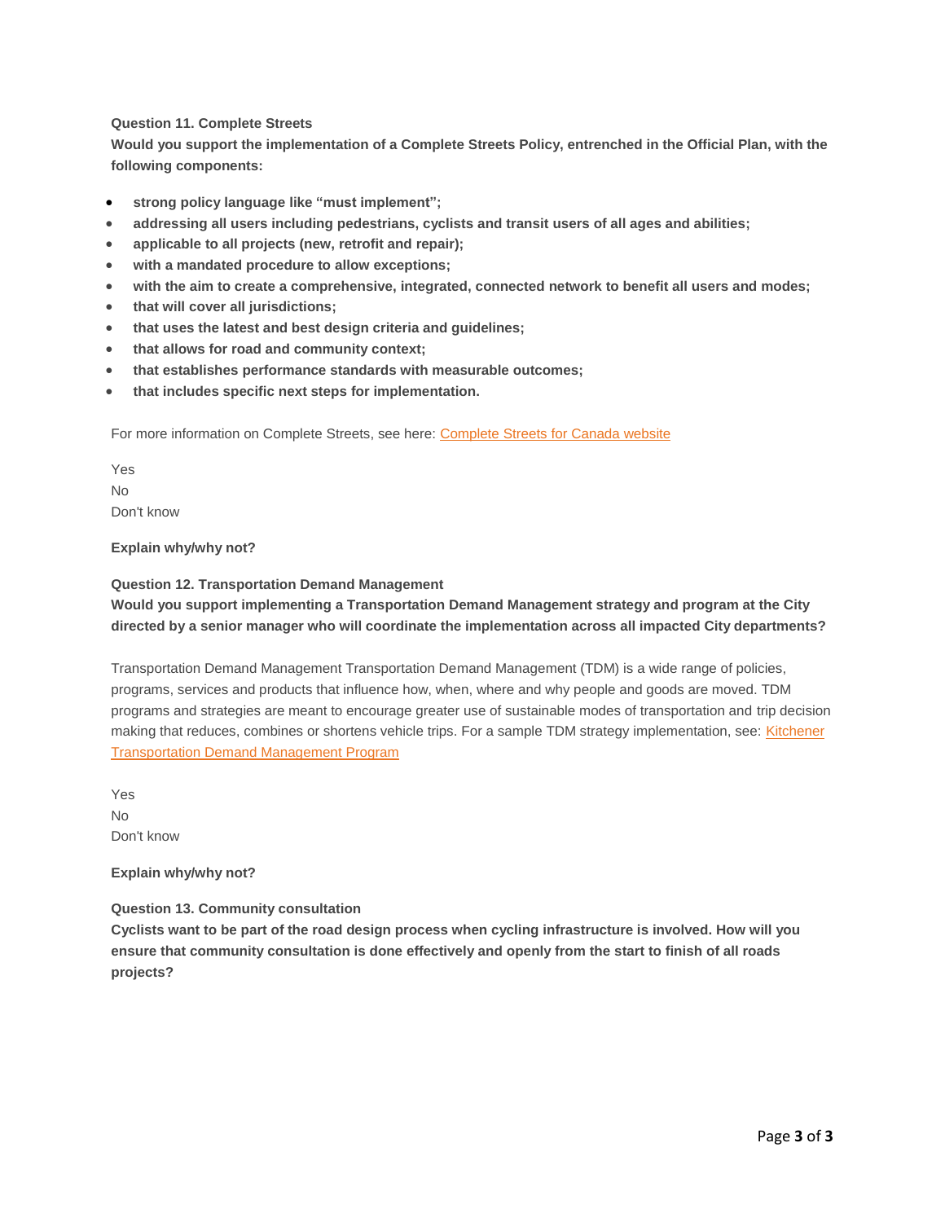**Question 11. Complete Streets**

**Would you support the implementation of a Complete Streets Policy, entrenched in the Official Plan, with the following components:**

- **strong policy language like "must implement";**
- **addressing all users including pedestrians, cyclists and transit users of all ages and abilities;**
- **applicable to all projects (new, retrofit and repair);**
- **with a mandated procedure to allow exceptions;**
- **with the aim to create a comprehensive, integrated, connected network to benefit all users and modes;**
- **that will cover all jurisdictions;**
- **that uses the latest and best design criteria and guidelines;**
- **that allows for road and community context;**
- **that establishes performance standards with measurable outcomes;**
- **that includes specific next steps for implementation.**

For more information on Complete Streets, see here: Complete Streets for Canada website

Yes
No
Don't know

**Explain why/why not?**

**Question 12. Transportation Demand Management**

**Would you support implementing a Transportation Demand Management strategy and program at the City directed by a senior manager who will coordinate the implementation across all impacted City departments?**

Transportation Demand Management Transportation Demand Management (TDM) is a wide range of policies, programs, services and products that influence how, when, where and why people and goods are moved. TDM programs and strategies are meant to encourage greater use of sustainable modes of transportation and trip decision making that reduces, combines or shortens vehicle trips. For a sample TDM strategy implementation, see: Kitchener Transportation Demand Management Program

Yes
No
Don't know

**Explain why/why not?**

**Question 13. Community consultation**

**Cyclists want to be part of the road design process when cycling infrastructure is involved. How will you ensure that community consultation is done effectively and openly from the start to finish of all roads projects?**